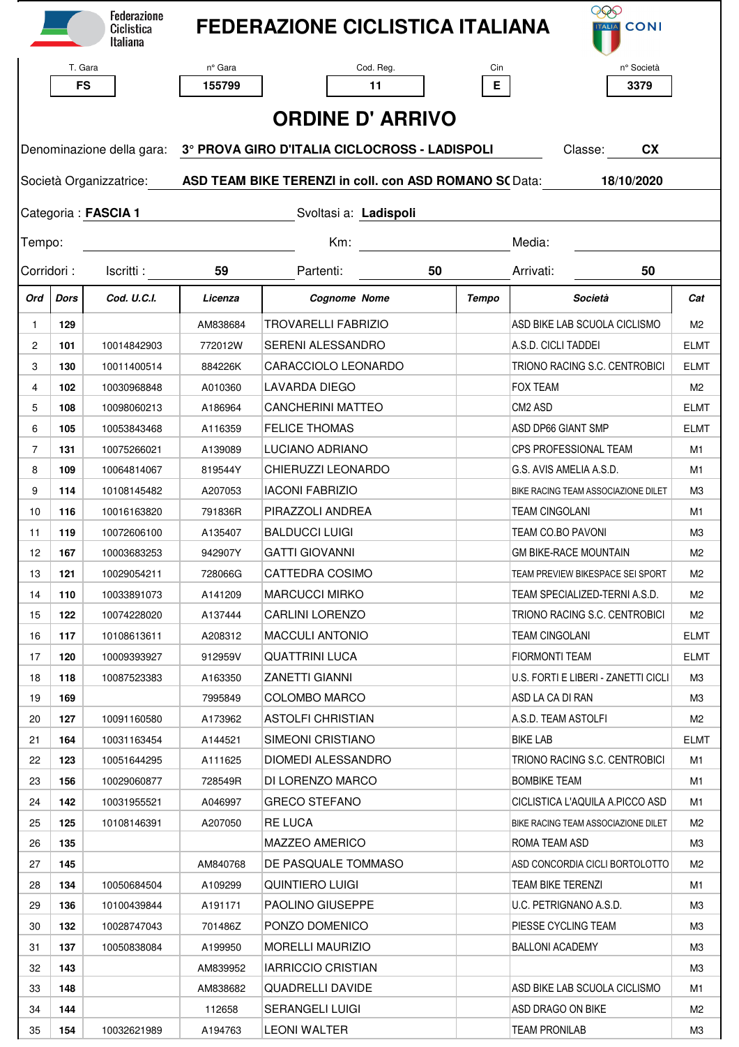# FEDERAZIONE CICLISTICA ITALIANA

Federazione Ciclistica Italiana — CONI

| T. Gara | n° Gara | Cod. Reg. | Cin | n° Società |
|---|---|---|---|---|
| FS | 155799 | 11 | E | 3379 |

## ORDINE D' ARRIVO

Denominazione della gara: **3° PROVA GIRO D'ITALIA CICLOCROSS - LADISPOLI** Classe: **CX**

Società Organizzatrice: **ASD TEAM BIKE TERENZI in coll. con ASD ROMANO SC** Data: **18/10/2020**

Categoria : **FASCIA 1** Svoltasi a: **Ladispoli**

Tempo: Km: Media:

Corridori : Iscritti : **59** Partenti: **50** Arrivati: **50**

| Ord | Dors | Cod. U.C.I. | Licenza | Cognome Nome | Tempo | Società | Cat |
|---|---|---|---|---|---|---|---|
| 1 | 129 | | AM838684 | TROVARELLI FABRIZIO | | ASD BIKE LAB SCUOLA CICLISMO | M2 |
| 2 | 101 | 10014842903 | 772012W | SERENI ALESSANDRO | | A.S.D. CICLI TADDEI | ELMT |
| 3 | 130 | 10011400514 | 884226K | CARACCIOLO LEONARDO | | TRIONO RACING S.C. CENTROBICI | ELMT |
| 4 | 102 | 10030968848 | A010360 | LAVARDA DIEGO | | FOX TEAM | M2 |
| 5 | 108 | 10098060213 | A186964 | CANCHERINI MATTEO | | CM2 ASD | ELMT |
| 6 | 105 | 10053843468 | A116359 | FELICE THOMAS | | ASD DP66 GIANT SMP | ELMT |
| 7 | 131 | 10075266021 | A139089 | LUCIANO ADRIANO | | CPS PROFESSIONAL TEAM | M1 |
| 8 | 109 | 10064814067 | 819544Y | CHIERUZZI LEONARDO | | G.S. AVIS AMELIA A.S.D. | M1 |
| 9 | 114 | 10108145482 | A207053 | IACONI FABRIZIO | | BIKE RACING TEAM ASSOCIAZIONE DILET | M3 |
| 10 | 116 | 10016163820 | 791836R | PIRAZZOLI ANDREA | | TEAM CINGOLANI | M1 |
| 11 | 119 | 10072606100 | A135407 | BALDUCCI LUIGI | | TEAM CO.BO PAVONI | M3 |
| 12 | 167 | 10003683253 | 942907Y | GATTI GIOVANNI | | GM BIKE-RACE MOUNTAIN | M2 |
| 13 | 121 | 10029054211 | 728066G | CATTEDRA COSIMO | | TEAM PREVIEW BIKESPACE SEI SPORT | M2 |
| 14 | 110 | 10033891073 | A141209 | MARCUCCI MIRKO | | TEAM SPECIALIZED-TERNI A.S.D. | M2 |
| 15 | 122 | 10074228020 | A137444 | CARLINI LORENZO | | TRIONO RACING S.C. CENTROBICI | M2 |
| 16 | 117 | 10108613611 | A208312 | MACCULI ANTONIO | | TEAM CINGOLANI | ELMT |
| 17 | 120 | 10009393927 | 912959V | QUATTRINI LUCA | | FIORMONTI TEAM | ELMT |
| 18 | 118 | 10087523383 | A163350 | ZANETTI GIANNI | | U.S. FORTI E LIBERI - ZANETTI CICLI | M3 |
| 19 | 169 | | 7995849 | COLOMBO MARCO | | ASD LA CA DI RAN | M3 |
| 20 | 127 | 10091160580 | A173962 | ASTOLFI CHRISTIAN | | A.S.D. TEAM ASTOLFI | M2 |
| 21 | 164 | 10031163454 | A144521 | SIMEONI CRISTIANO | | BIKE LAB | ELMT |
| 22 | 123 | 10051644295 | A111625 | DIOMEDI ALESSANDRO | | TRIONO RACING S.C. CENTROBICI | M1 |
| 23 | 156 | 10029060877 | 728549R | DI LORENZO MARCO | | BOMBIKE TEAM | M1 |
| 24 | 142 | 10031955521 | A046997 | GRECO STEFANO | | CICLISTICA L'AQUILA A.PICCO ASD | M1 |
| 25 | 125 | 10108146391 | A207050 | RE LUCA | | BIKE RACING TEAM ASSOCIAZIONE DILET | M2 |
| 26 | 135 | | | MAZZEO AMERICO | | ROMA TEAM ASD | M3 |
| 27 | 145 | | AM840768 | DE PASQUALE TOMMASO | | ASD CONCORDIA CICLI BORTOLOTTO | M2 |
| 28 | 134 | 10050684504 | A109299 | QUINTIERO LUIGI | | TEAM BIKE TERENZI | M1 |
| 29 | 136 | 10100439844 | A191171 | PAOLINO GIUSEPPE | | U.C. PETRIGNANO A.S.D. | M3 |
| 30 | 132 | 10028747043 | 701486Z | PONZO DOMENICO | | PIESSE CYCLING TEAM | M3 |
| 31 | 137 | 10050838084 | A199950 | MORELLI MAURIZIO | | BALLONI ACADEMY | M3 |
| 32 | 143 | | AM839952 | IARRICCIO CRISTIAN | | | M3 |
| 33 | 148 | | AM838682 | QUADRELLI DAVIDE | | ASD BIKE LAB SCUOLA CICLISMO | M1 |
| 34 | 144 | | 112658 | SERANGELI LUIGI | | ASD DRAGO ON BIKE | M2 |
| 35 | 154 | 10032621989 | A194763 | LEONI WALTER | | TEAM PRONILAB | M3 |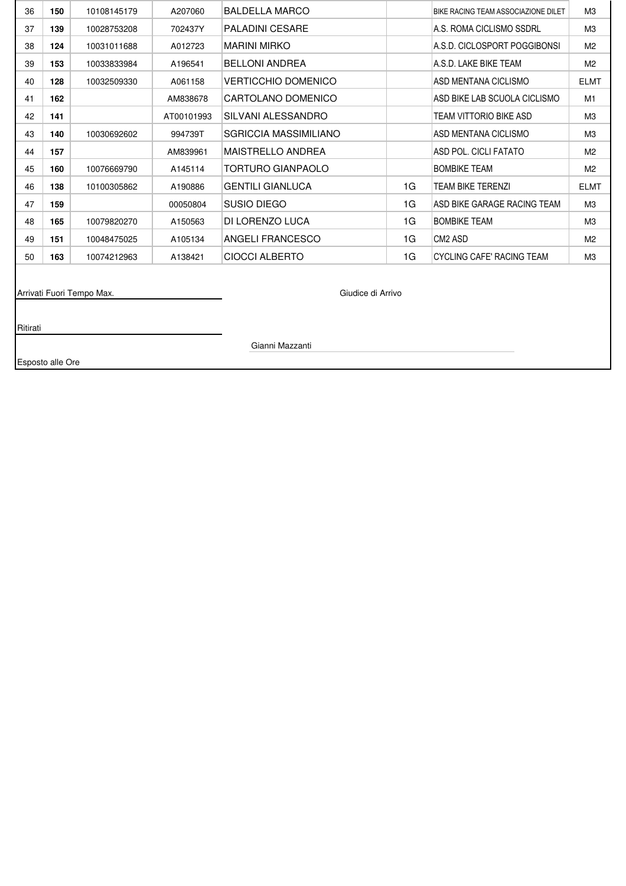| | | | | | | | |
|---|---|---|---|---|---|---|---|
| 36 | **150** | 10108145179 | A207060 | BALDELLA MARCO | | BIKE RACING TEAM ASSOCIAZIONE DILET | M3 |
| 37 | **139** | 10028753208 | 702437Y | PALADINI CESARE | | A.S. ROMA CICLISMO SSDRL | M3 |
| 38 | **124** | 10031011688 | A012723 | MARINI MIRKO | | A.S.D. CICLOSPORT POGGIBONSI | M2 |
| 39 | **153** | 10033833984 | A196541 | BELLONI ANDREA | | A.S.D. LAKE BIKE TEAM | M2 |
| 40 | **128** | 10032509330 | A061158 | VERTICCHIO DOMENICO | | ASD MENTANA CICLISMO | ELMT |
| 41 | **162** | | AM838678 | CARTOLANO DOMENICO | | ASD BIKE LAB SCUOLA CICLISMO | M1 |
| 42 | **141** | | AT00101993 | SILVANI ALESSANDRO | | TEAM VITTORIO BIKE ASD | M3 |
| 43 | **140** | 10030692602 | 994739T | SGRICCIA MASSIMILIANO | | ASD MENTANA CICLISMO | M3 |
| 44 | **157** | | AM839961 | MAISTRELLO ANDREA | | ASD POL. CICLI FATATO | M2 |
| 45 | **160** | 10076669790 | A145114 | TORTURO GIANPAOLO | | BOMBIKE TEAM | M2 |
| 46 | **138** | 10100305862 | A190886 | GENTILI GIANLUCA | 1G | TEAM BIKE TERENZI | ELMT |
| 47 | **159** | | 00050804 | SUSIO DIEGO | 1G | ASD BIKE GARAGE RACING TEAM | M3 |
| 48 | **165** | 10079820270 | A150563 | DI LORENZO LUCA | 1G | BOMBIKE TEAM | M3 |
| 49 | **151** | 10048475025 | A105134 | ANGELI FRANCESCO | 1G | CM2 ASD | M2 |
| 50 | **163** | 10074212963 | A138421 | CIOCCI ALBERTO | 1G | CYCLING CAFE' RACING TEAM | M3 |

Arrivati Fuori Tempo Max.

Giudice di Arrivo

Ritirati

Gianni Mazzanti

Esposto alle Ore